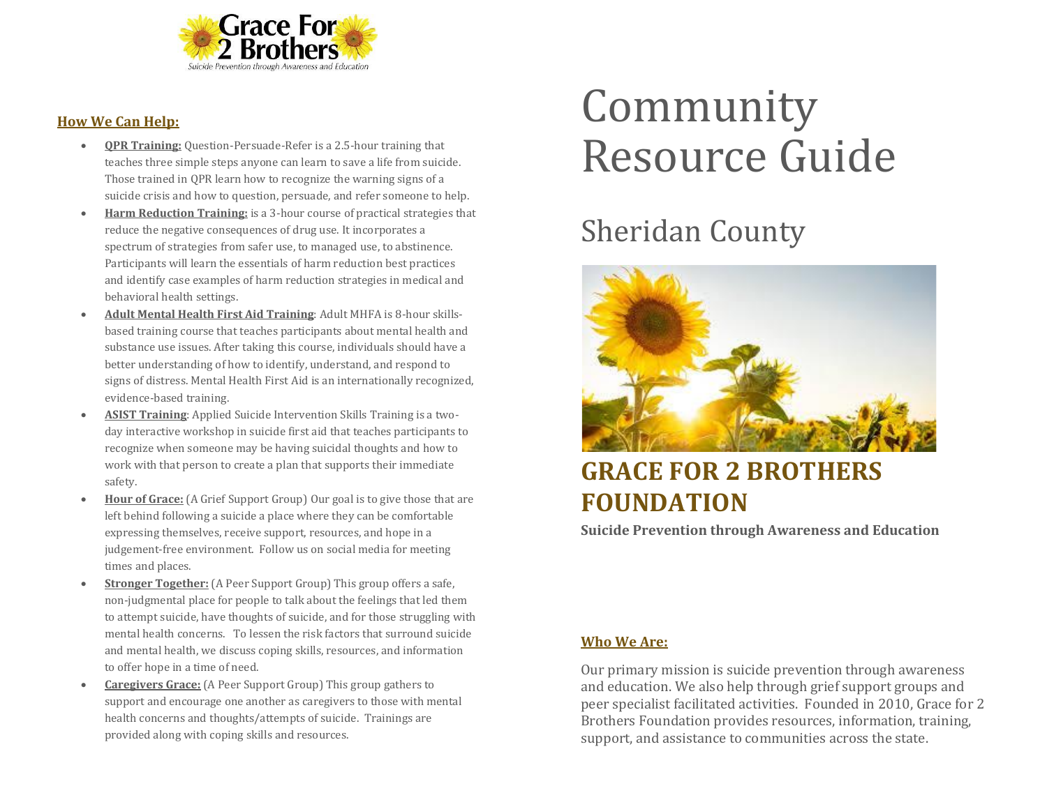Grace For 2 Brothers

*Suicide Prevention through Awareness and Education*

## How We Can Help:

- **QPR Training:** Question-Persuade-Refer is a 2.5-hour training that teaches three simple steps anyone can learn to save a life from suicide. Those trained in QPR learn how to recognize the warning signs of a suicide crisis and how to question, persuade, and refer someone to help.
- **Harm Reduction Training:** is a 3-hour course of practical strategies that reduce the negative consequences of drug use. It incorporates a spectrum of strategies from safer use, to managed use, to abstinence. Participants will learn the essentials of harm reduction best practices and identify case examples of harm reduction strategies in medical and behavioral health settings.
- **Adult Mental Health First Aid Training**: Adult MHFA is 8-hour skills-based training course that teaches participants about mental health and substance use issues. After taking this course, individuals should have a better understanding of how to identify, understand, and respond to signs of distress. Mental Health First Aid is an internationally recognized, evidence-based training.
- **ASIST Training**: Applied Suicide Intervention Skills Training is a two-day interactive workshop in suicide first aid that teaches participants to recognize when someone may be having suicidal thoughts and how to work with that person to create a plan that supports their immediate safety.
- **Hour of Grace:** (A Grief Support Group) Our goal is to give those that are left behind following a suicide a place where they can be comfortable expressing themselves, receive support, resources, and hope in a judgement-free environment. Follow us on social media for meeting times and places.
- **Stronger Together:** (A Peer Support Group) This group offers a safe, non-judgmental place for people to talk about the feelings that led them to attempt suicide, have thoughts of suicide, and for those struggling with mental health concerns. To lessen the risk factors that surround suicide and mental health, we discuss coping skills, resources, and information to offer hope in a time of need.
- **Caregivers Grace:** (A Peer Support Group) This group gathers to support and encourage one another as caregivers to those with mental health concerns and thoughts/attempts of suicide. Trainings are provided along with coping skills and resources.

# Community Resource Guide

## Sheridan County

## GRACE FOR 2 BROTHERS FOUNDATION

**Suicide Prevention through Awareness and Education**

## Who We Are:

Our primary mission is suicide prevention through awareness and education. We also help through grief support groups and peer specialist facilitated activities. Founded in 2010, Grace for 2 Brothers Foundation provides resources, information, training, support, and assistance to communities across the state.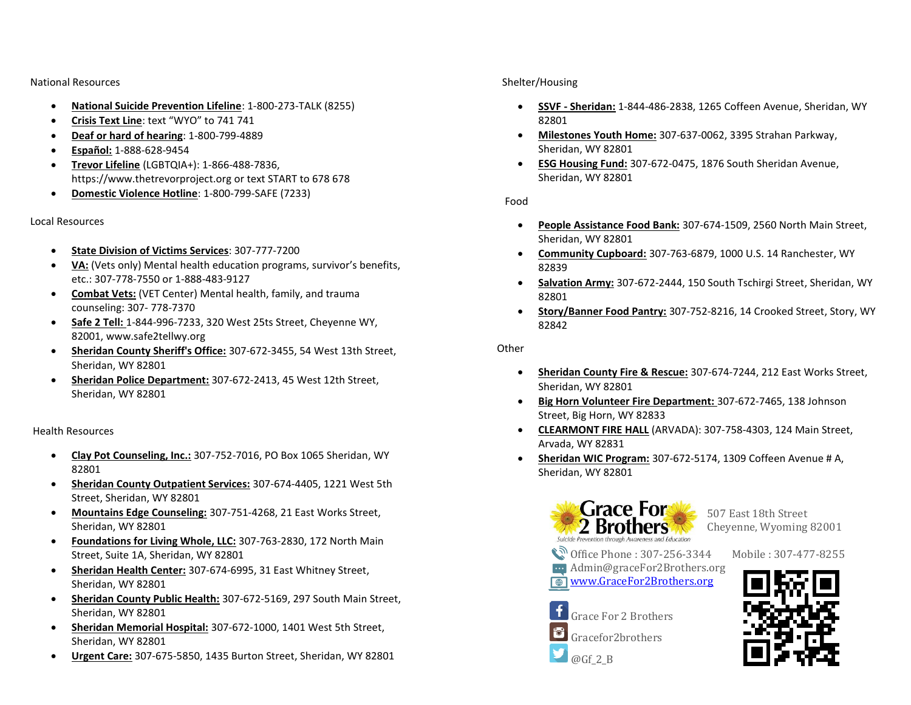## National Resources

- **National Suicide Prevention Lifeline**: 1-800-273-TALK (8255)
- **Crisis Text Line**: text "WYO" to 741 741
- **Deaf or hard of hearing**: 1-800-799-4889
- **Español:** 1-888-628-9454
- **Trevor Lifeline** (LGBTQIA+): 1-866-488-7836, https://www.thetrevorproject.org or text START to 678 678
- **Domestic Violence Hotline**: 1-800-799-SAFE (7233)

## Local Resources

- **State Division of Victims Services**: 307-777-7200
- **VA:** (Vets only) Mental health education programs, survivor's benefits, etc.: 307-778-7550 or 1-888-483-9127
- **Combat Vets:** (VET Center) Mental health, family, and trauma counseling: 307- 778-7370
- **Safe 2 Tell:** 1-844-996-7233, 320 West 25ts Street, Cheyenne WY, 82001, www.safe2tellwy.org
- **Sheridan County Sheriff's Office:** 307-672-3455, 54 West 13th Street, Sheridan, WY 82801
- **Sheridan Police Department:** 307-672-2413, 45 West 12th Street, Sheridan, WY 82801

## Health Resources

- **Clay Pot Counseling, Inc.:** 307-752-7016, PO Box 1065 Sheridan, WY 82801
- **Sheridan County Outpatient Services:** 307-674-4405, 1221 West 5th Street, Sheridan, WY 82801
- **Mountains Edge Counseling:** 307-751-4268, 21 East Works Street, Sheridan, WY 82801
- **Foundations for Living Whole, LLC:** 307-763-2830, 172 North Main Street, Suite 1A, Sheridan, WY 82801
- **Sheridan Health Center:** 307-674-6995, 31 East Whitney Street, Sheridan, WY 82801
- **Sheridan County Public Health:** 307-672-5169, 297 South Main Street, Sheridan, WY 82801
- **Sheridan Memorial Hospital:** 307-672-1000, 1401 West 5th Street, Sheridan, WY 82801
- **Urgent Care:** 307-675-5850, 1435 Burton Street, Sheridan, WY 82801

## Shelter/Housing

- **SSVF - Sheridan:** 1-844-486-2838, 1265 Coffeen Avenue, Sheridan, WY 82801
- **Milestones Youth Home:** 307-637-0062, 3395 Strahan Parkway, Sheridan, WY 82801
- **ESG Housing Fund:** 307-672-0475, 1876 South Sheridan Avenue, Sheridan, WY 82801

## Food

- **People Assistance Food Bank:** 307-674-1509, 2560 North Main Street, Sheridan, WY 82801
- **Community Cupboard:** 307-763-6879, 1000 U.S. 14 Ranchester, WY 82839
- **Salvation Army:** 307-672-2444, 150 South Tschirgi Street, Sheridan, WY 82801
- **Story/Banner Food Pantry:** 307-752-8216, 14 Crooked Street, Story, WY 82842

## Other

- **Sheridan County Fire & Rescue:** 307-674-7244, 212 East Works Street, Sheridan, WY 82801
- **Big Horn Volunteer Fire Department:** 307-672-7465, 138 Johnson Street, Big Horn, WY 82833
- **CLEARMONT FIRE HALL** (ARVADA): 307-758-4303, 124 Main Street, Arvada, WY 82831
- **Sheridan WIC Program:** 307-672-5174, 1309 Coffeen Avenue # A, Sheridan, WY 82801

**Grace For 2 Brothers**
Suicide Prevention through Awareness and Education

507 East 18th Street
Cheyenne, Wyoming 82001

Office Phone : 307-256-3344 Mobile : 307-477-8255
Admin@graceFor2Brothers.org
www.GraceFor2Brothers.org

Grace For 2 Brothers
Gracefor2brothers
@Gf_2_B